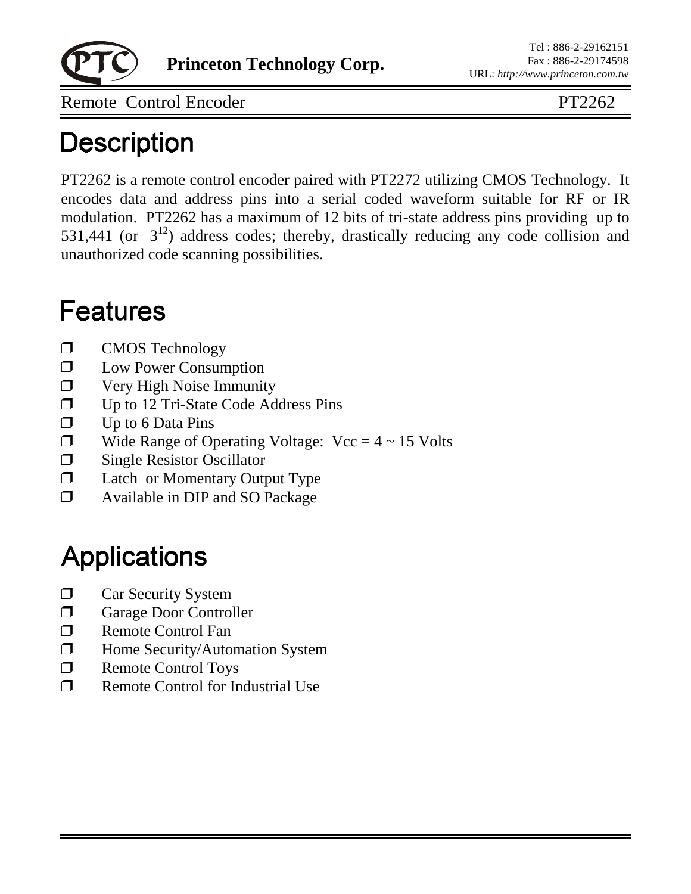Remote Control Encoder PT2262

# Description

PT2262 is a remote control encoder paired with PT2272 utilizing CMOS Technology. It encodes data and address pins into a serial coded waveform suitable for RF or IR modulation. PT2262 has a maximum of 12 bits of tri-state address pins providing up to 531,441 (or $3^{12}$) address codes; thereby, drastically reducing any code collision and unauthorized code scanning possibilities.

# Features

- CMOS Technology
- Low Power Consumption
- Very High Noise Immunity
- Up to 12 Tri-State Code Address Pins
- Up to 6 Data Pins
- Wide Range of Operating Voltage: Vcc = 4 ~ 15 Volts
- Single Resistor Oscillator
- Latch or Momentary Output Type
- Available in DIP and SO Package

# Applications

- Car Security System
- Garage Door Controller
- Remote Control Fan
- Home Security/Automation System
- Remote Control Toys
- Remote Control for Industrial Use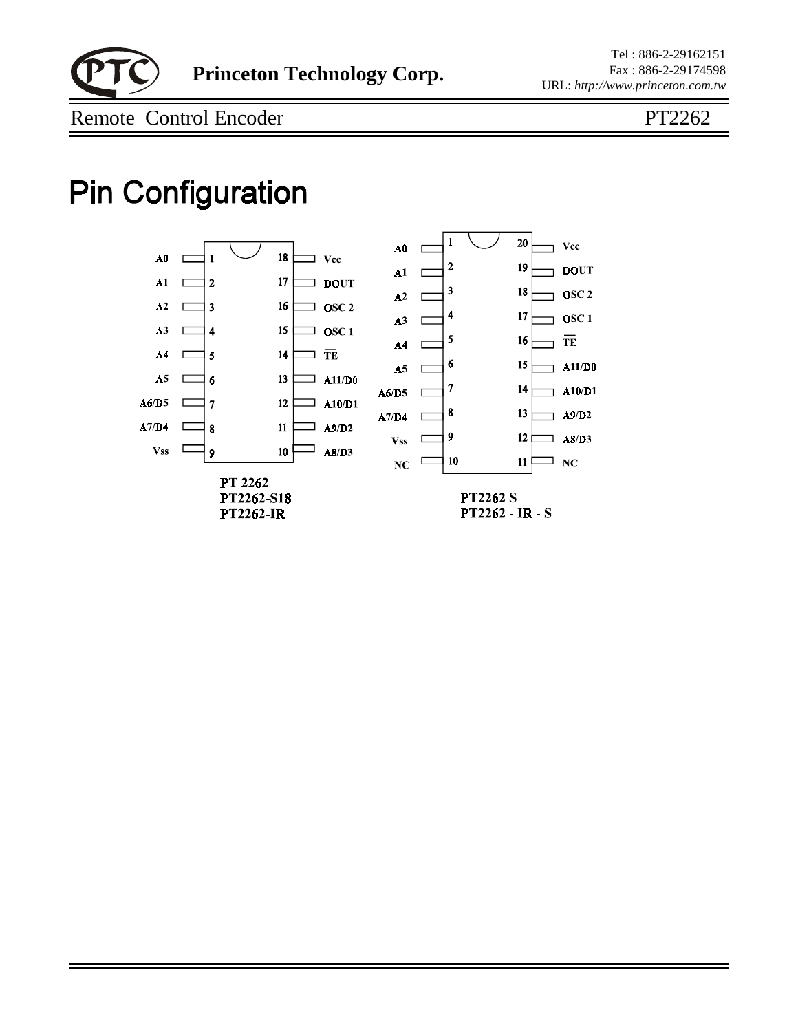# Pin Configuration

| Pin | Left | Right | Pin |
|---|---|---|---|
| 1 | A0 | Vcc | 18 |
| 2 | A1 | DOUT | 17 |
| 3 | A2 | OSC 2 | 16 |
| 4 | A3 | OSC 1 | 15 |
| 5 | A4 | $\overline{TE}$ | 14 |
| 6 | A5 | A11/D0 | 13 |
| 7 | A6/D5 | A10/D1 | 12 |
| 8 | A7/D4 | A9/D2 | 11 |
| 9 | Vss | A8/D3 | 10 |

PT 2262
PT2262-S18
PT2262-IR

| Pin | Left | Right | Pin |
|---|---|---|---|
| 1 | A0 | Vcc | 20 |
| 2 | A1 | DOUT | 19 |
| 3 | A2 | OSC 2 | 18 |
| 4 | A3 | OSC 1 | 17 |
| 5 | A4 | $\overline{TE}$ | 16 |
| 6 | A5 | A11/D0 | 15 |
| 7 | A6/D5 | A10/D1 | 14 |
| 8 | A7/D4 | A9/D2 | 13 |
| 9 | Vss | A8/D3 | 12 |
| 10 | NC | NC | 11 |

PT2262 S
PT2262 - IR - S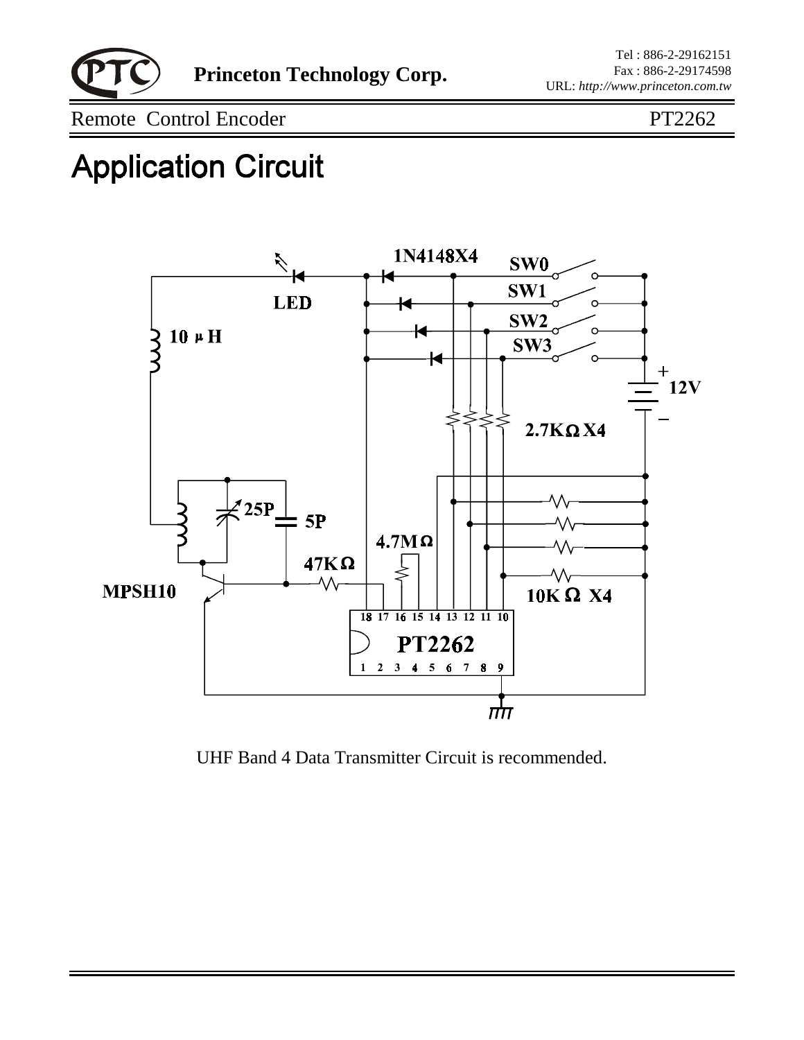# Application Circuit

UHF Band 4 Data Transmitter Circuit is recommended.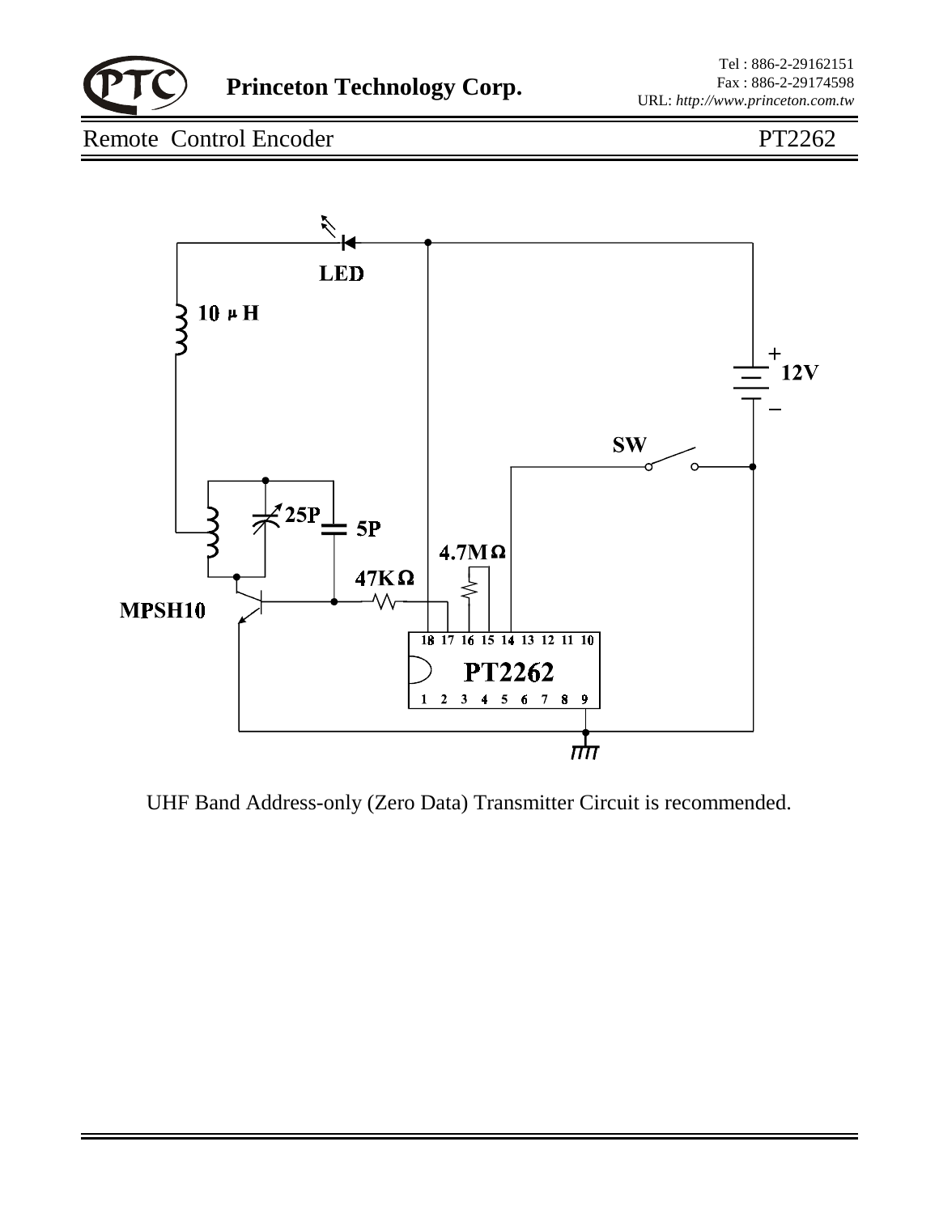UHF Band Address-only (Zero Data) Transmitter Circuit is recommended.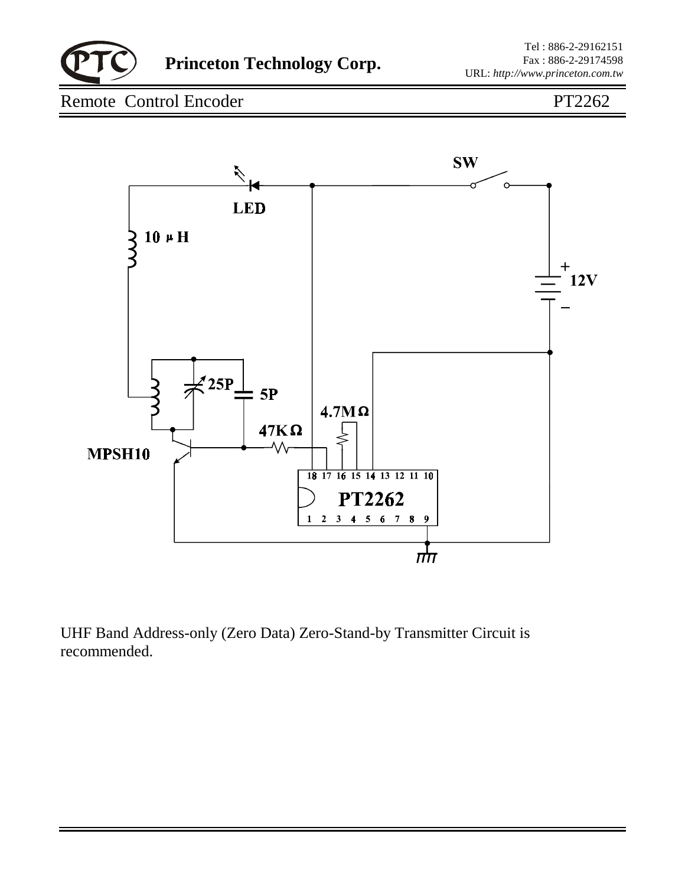UHF Band Address-only (Zero Data) Zero-Stand-by Transmitter Circuit is recommended.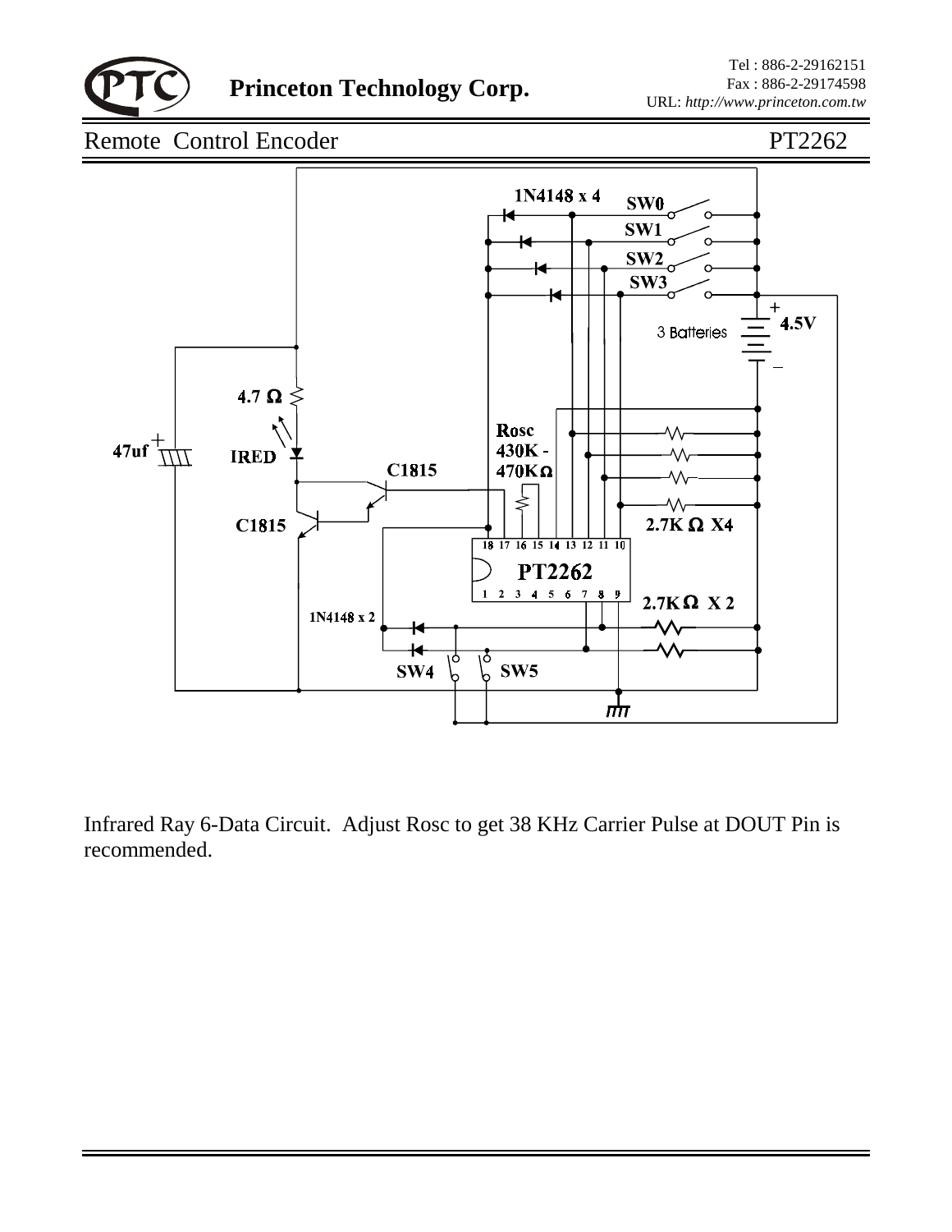Infrared Ray 6-Data Circuit. Adjust Rosc to get 38 KHz Carrier Pulse at DOUT Pin is recommended.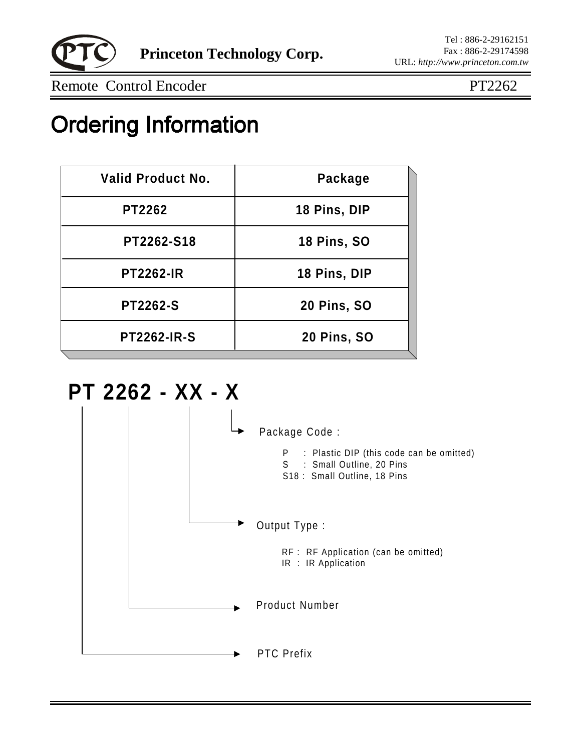# Ordering Information

| Valid Product No. | Package |
|---|---|
| PT2262 | 18 Pins, DIP |
| PT2262-S18 | 18 Pins, SO |
| PT2262-IR | 18 Pins, DIP |
| PT2262-S | 20 Pins, SO |
| PT2262-IR-S | 20 Pins, SO |

**PT 2262 - XX - X**

Package Code :

- P : Plastic DIP (this code can be omitted)
- S : Small Outline, 20 Pins
- S18 : Small Outline, 18 Pins

Output Type :

- RF : RF Application (can be omitted)
- IR : IR Application

Product Number

PTC Prefix